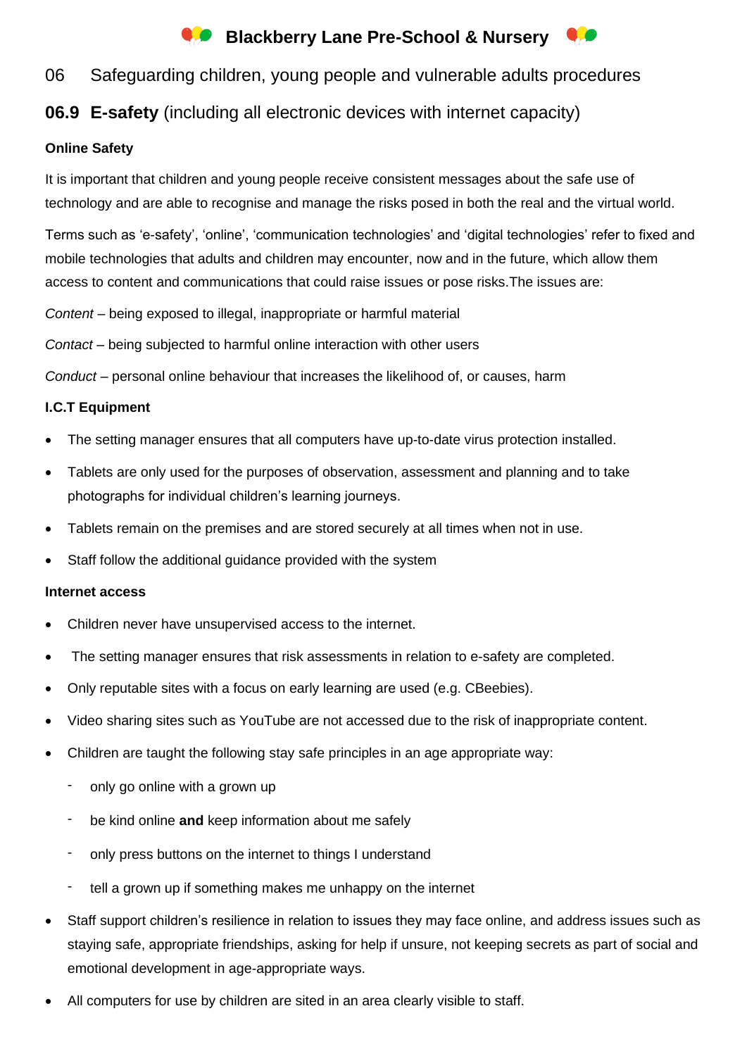# Blackberry Lane Pre-School & Nursery

## 06 Safeguarding children, young people and vulnerable adults procedures

## 06.9 E-safety (including all electronic devices with internet capacity)

**Online Safety**

It is important that children and young people receive consistent messages about the safe use of technology and are able to recognise and manage the risks posed in both the real and the virtual world.

Terms such as 'e-safety', 'online', 'communication technologies' and 'digital technologies' refer to fixed and mobile technologies that adults and children may encounter, now and in the future, which allow them access to content and communications that could raise issues or pose risks.The issues are:

*Content* – being exposed to illegal, inappropriate or harmful material

*Contact* – being subjected to harmful online interaction with other users

*Conduct* – personal online behaviour that increases the likelihood of, or causes, harm

**I.C.T Equipment**

- The setting manager ensures that all computers have up-to-date virus protection installed.
- Tablets are only used for the purposes of observation, assessment and planning and to take photographs for individual children's learning journeys.
- Tablets remain on the premises and are stored securely at all times when not in use.
- Staff follow the additional guidance provided with the system

**Internet access**

- Children never have unsupervised access to the internet.
- The setting manager ensures that risk assessments in relation to e-safety are completed.
- Only reputable sites with a focus on early learning are used (e.g. CBeebies).
- Video sharing sites such as YouTube are not accessed due to the risk of inappropriate content.
- Children are taught the following stay safe principles in an age appropriate way:
  - only go online with a grown up
  - be kind online **and** keep information about me safely
  - only press buttons on the internet to things I understand
  - tell a grown up if something makes me unhappy on the internet
- Staff support children's resilience in relation to issues they may face online, and address issues such as staying safe, appropriate friendships, asking for help if unsure, not keeping secrets as part of social and emotional development in age-appropriate ways.
- All computers for use by children are sited in an area clearly visible to staff.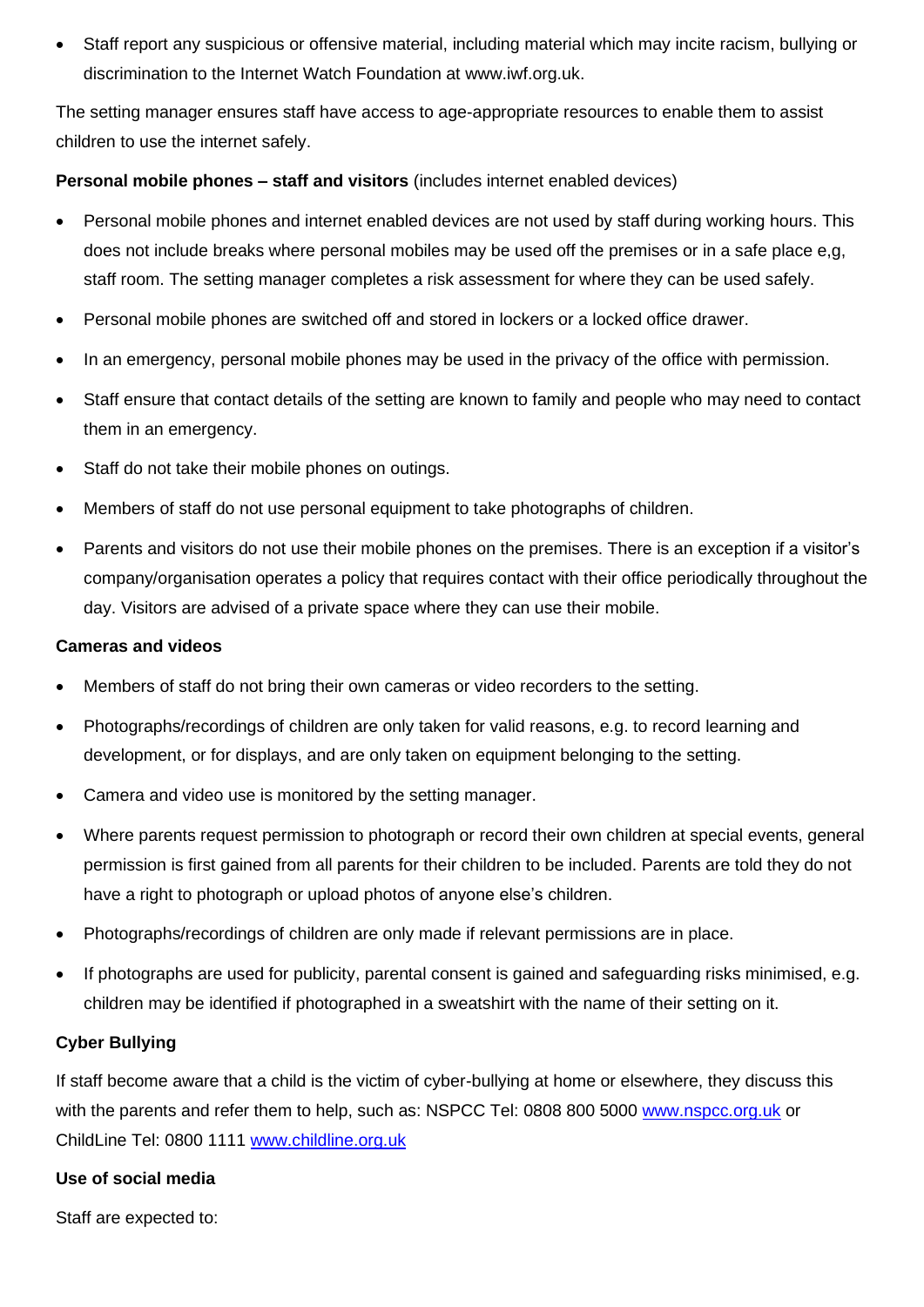- Staff report any suspicious or offensive material, including material which may incite racism, bullying or discrimination to the Internet Watch Foundation at www.iwf.org.uk.

The setting manager ensures staff have access to age-appropriate resources to enable them to assist children to use the internet safely.

**Personal mobile phones – staff and visitors** (includes internet enabled devices)

- Personal mobile phones and internet enabled devices are not used by staff during working hours. This does not include breaks where personal mobiles may be used off the premises or in a safe place e,g, staff room. The setting manager completes a risk assessment for where they can be used safely.
- Personal mobile phones are switched off and stored in lockers or a locked office drawer.
- In an emergency, personal mobile phones may be used in the privacy of the office with permission.
- Staff ensure that contact details of the setting are known to family and people who may need to contact them in an emergency.
- Staff do not take their mobile phones on outings.
- Members of staff do not use personal equipment to take photographs of children.
- Parents and visitors do not use their mobile phones on the premises. There is an exception if a visitor's company/organisation operates a policy that requires contact with their office periodically throughout the day. Visitors are advised of a private space where they can use their mobile.

**Cameras and videos**

- Members of staff do not bring their own cameras or video recorders to the setting.
- Photographs/recordings of children are only taken for valid reasons, e.g. to record learning and development, or for displays, and are only taken on equipment belonging to the setting.
- Camera and video use is monitored by the setting manager.
- Where parents request permission to photograph or record their own children at special events, general permission is first gained from all parents for their children to be included. Parents are told they do not have a right to photograph or upload photos of anyone else's children.
- Photographs/recordings of children are only made if relevant permissions are in place.
- If photographs are used for publicity, parental consent is gained and safeguarding risks minimised, e.g. children may be identified if photographed in a sweatshirt with the name of their setting on it.

**Cyber Bullying**

If staff become aware that a child is the victim of cyber-bullying at home or elsewhere, they discuss this with the parents and refer them to help, such as: NSPCC Tel: 0808 800 5000 www.nspcc.org.uk or ChildLine Tel: 0800 1111 www.childline.org.uk

**Use of social media**

Staff are expected to: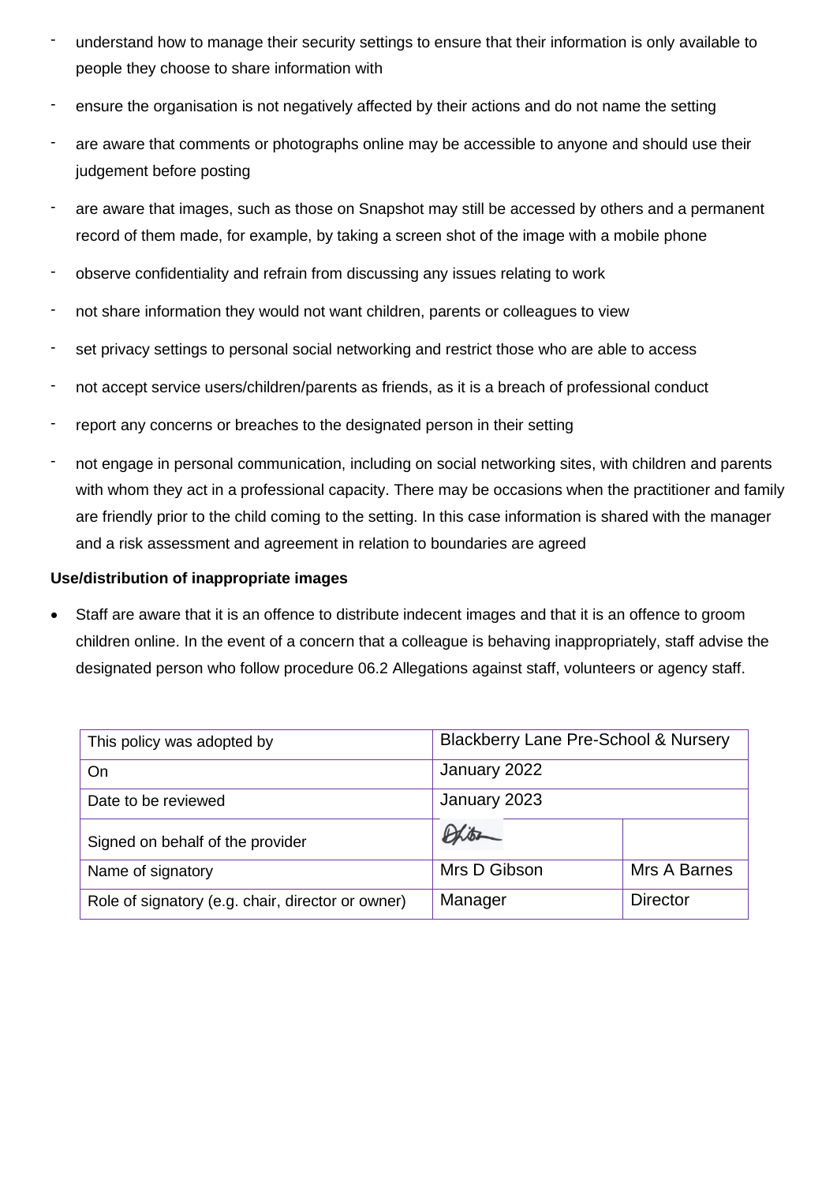- understand how to manage their security settings to ensure that their information is only available to people they choose to share information with
- ensure the organisation is not negatively affected by their actions and do not name the setting
- are aware that comments or photographs online may be accessible to anyone and should use their judgement before posting
- are aware that images, such as those on Snapshot may still be accessed by others and a permanent record of them made, for example, by taking a screen shot of the image with a mobile phone
- observe confidentiality and refrain from discussing any issues relating to work
- not share information they would not want children, parents or colleagues to view
- set privacy settings to personal social networking and restrict those who are able to access
- not accept service users/children/parents as friends, as it is a breach of professional conduct
- report any concerns or breaches to the designated person in their setting
- not engage in personal communication, including on social networking sites, with children and parents with whom they act in a professional capacity. There may be occasions when the practitioner and family are friendly prior to the child coming to the setting. In this case information is shared with the manager and a risk assessment and agreement in relation to boundaries are agreed

**Use/distribution of inappropriate images**

- Staff are aware that it is an offence to distribute indecent images and that it is an offence to groom children online. In the event of a concern that a colleague is behaving inappropriately, staff advise the designated person who follow procedure 06.2 Allegations against staff, volunteers or agency staff.

| | | |
|---|---|---|
| This policy was adopted by | Blackberry Lane Pre-School & Nursery | |
| On | January 2022 | |
| Date to be reviewed | January 2023 | |
| Signed on behalf of the provider | DGibson | |
| Name of signatory | Mrs D Gibson | Mrs A Barnes |
| Role of signatory (e.g. chair, director or owner) | Manager | Director |